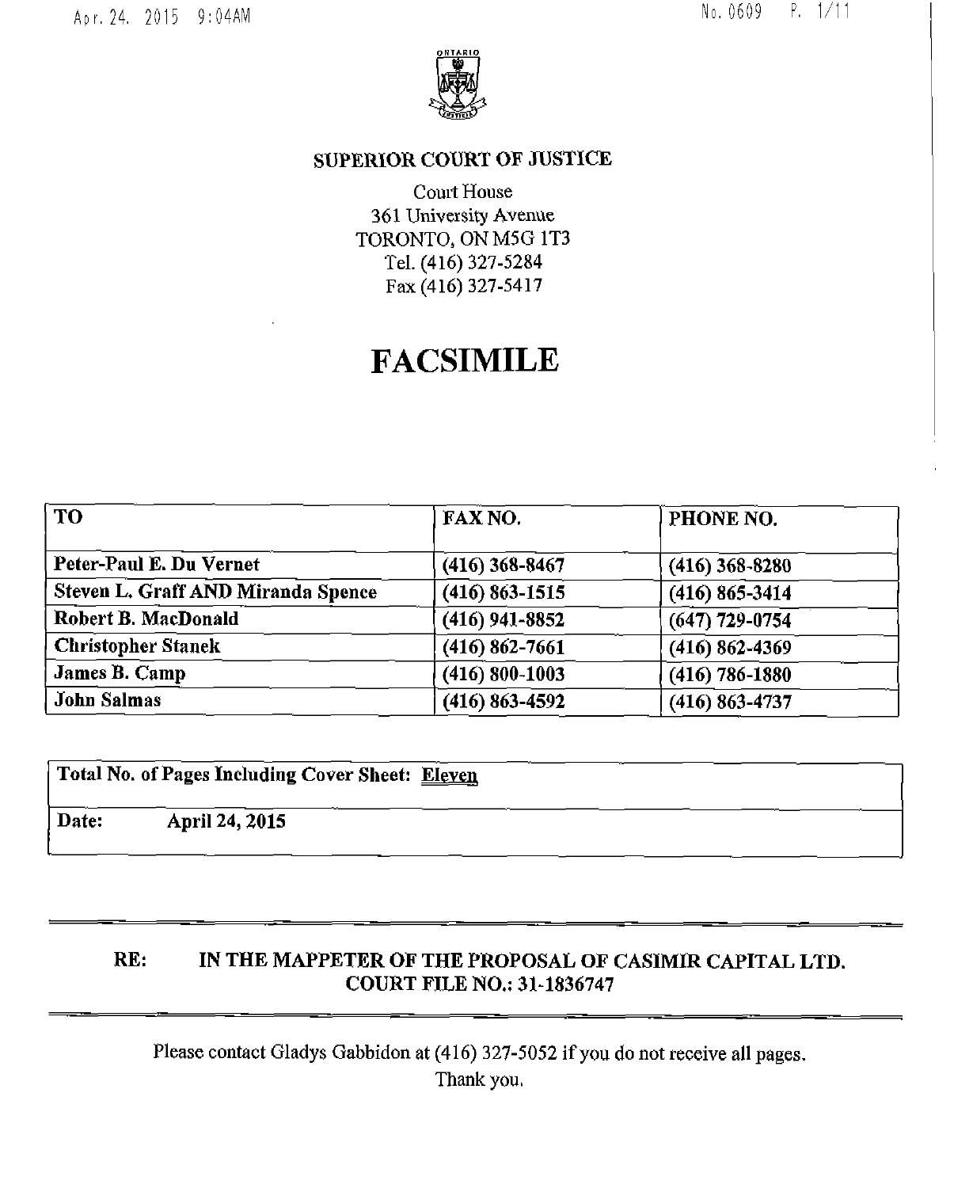# SUPERIOR COURT OF JUSTICE

Court House
361 University Avenue
TORONTO, ON M5G 1T3
Tel. (416) 327-5284
Fax (416) 327-5417

# FACSIMILE

| TO | FAX NO. | PHONE NO. |
|---|---|---|
| Peter-Paul E. Du Vernet | (416) 368-8467 | (416) 368-8280 |
| Steven L. Graff AND Miranda Spence | (416) 863-1515 | (416) 865-3414 |
| Robert B. MacDonald | (416) 941-8852 | (647) 729-0754 |
| Christopher Stanek | (416) 862-7661 | (416) 862-4369 |
| James B. Camp | (416) 800-1003 | (416) 786-1880 |
| John Salmas | (416) 863-4592 | (416) 863-4737 |

| | |
|---|---|
| **Total No. of Pages Including Cover Sheet:** | **Eleven** |
| **Date:** | **April 24, 2015** |

**RE: IN THE MAPPETER OF THE PROPOSAL OF CASIMIR CAPITAL LTD.**
**COURT FILE NO.: 31-1836747**

Please contact Gladys Gabbidon at (416) 327-5052 if you do not receive all pages.
Thank you.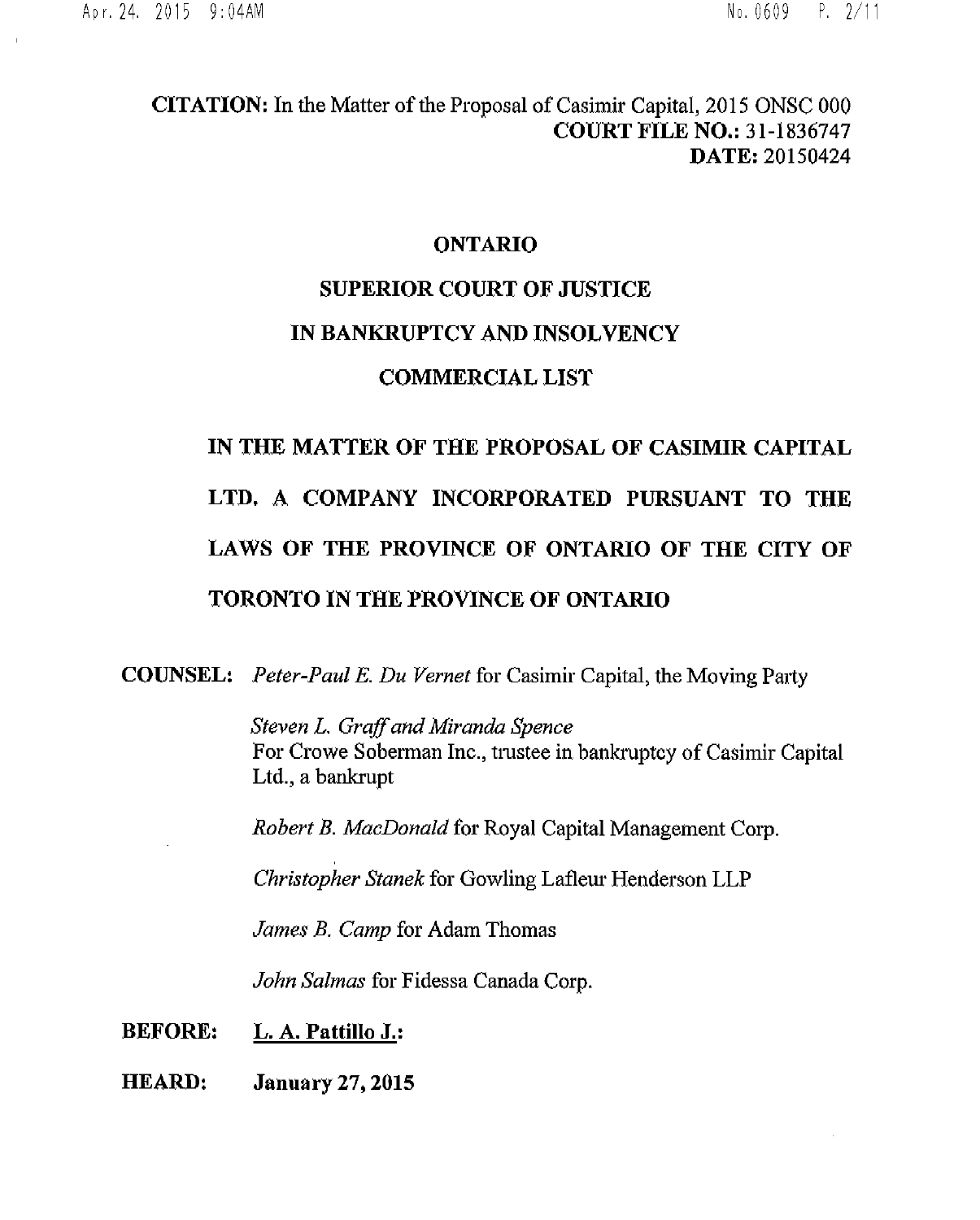**CITATION:** In the Matter of the Proposal of Casimir Capital, 2015 ONSC 000
**COURT FILE NO.:** 31-1836747
**DATE:** 20150424

**ONTARIO**

**SUPERIOR COURT OF JUSTICE**

**IN BANKRUPTCY AND INSOLVENCY**

**COMMERCIAL LIST**

**IN THE MATTER OF THE PROPOSAL OF CASIMIR CAPITAL LTD. A COMPANY INCORPORATED PURSUANT TO THE LAWS OF THE PROVINCE OF ONTARIO OF THE CITY OF TORONTO IN THE PROVINCE OF ONTARIO**

**COUNSEL:** *Peter-Paul E. Du Vernet* for Casimir Capital, the Moving Party

*Steven L. Graff and Miranda Spence*
For Crowe Soberman Inc., trustee in bankruptcy of Casimir Capital Ltd., a bankrupt

*Robert B. MacDonald* for Royal Capital Management Corp.

*Christopher Stanek* for Gowling Lafleur Henderson LLP

*James B. Camp* for Adam Thomas

*John Salmas* for Fidessa Canada Corp.

**BEFORE:** **L. A. Pattillo J.:**

**HEARD:** **January 27, 2015**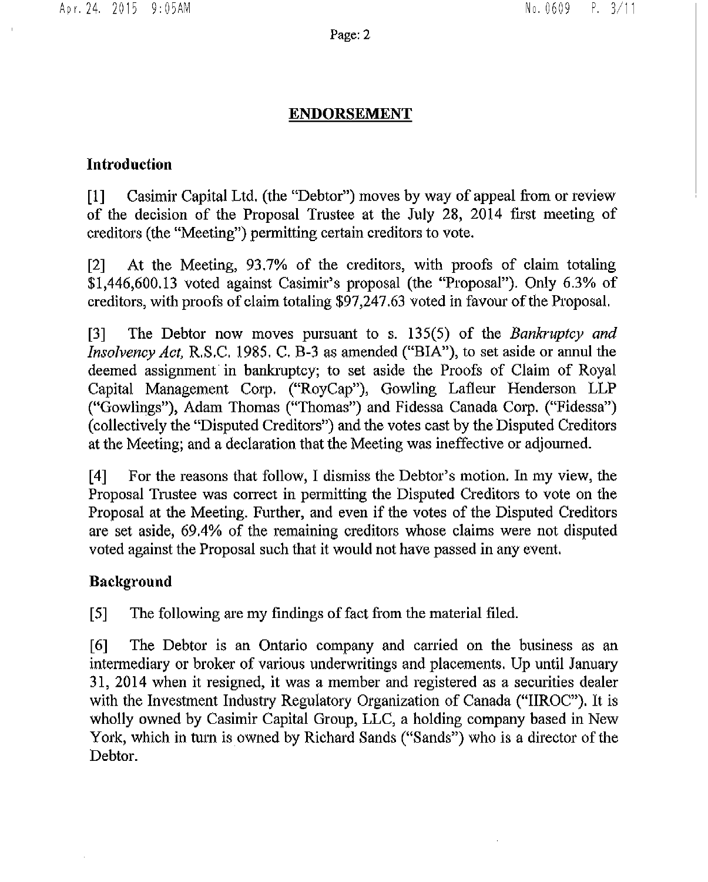## ENDORSEMENT

### Introduction

[1] Casimir Capital Ltd. (the "Debtor") moves by way of appeal from or review of the decision of the Proposal Trustee at the July 28, 2014 first meeting of creditors (the "Meeting") permitting certain creditors to vote.

[2] At the Meeting, 93.7% of the creditors, with proofs of claim totaling $1,446,600.13 voted against Casimir's proposal (the "Proposal"). Only 6.3% of creditors, with proofs of claim totaling $97,247.63 voted in favour of the Proposal.

[3] The Debtor now moves pursuant to s. 135(5) of the *Bankruptcy and Insolvency Act*, R.S.C. 1985, C. B-3 as amended ("BIA"), to set aside or annul the deemed assignment in bankruptcy; to set aside the Proofs of Claim of Royal Capital Management Corp. ("RoyCap"), Gowling Lafleur Henderson LLP ("Gowlings"), Adam Thomas ("Thomas") and Fidessa Canada Corp. ("Fidessa") (collectively the "Disputed Creditors") and the votes cast by the Disputed Creditors at the Meeting; and a declaration that the Meeting was ineffective or adjourned.

[4] For the reasons that follow, I dismiss the Debtor's motion. In my view, the Proposal Trustee was correct in permitting the Disputed Creditors to vote on the Proposal at the Meeting. Further, and even if the votes of the Disputed Creditors are set aside, 69.4% of the remaining creditors whose claims were not disputed voted against the Proposal such that it would not have passed in any event.

### Background

[5] The following are my findings of fact from the material filed.

[6] The Debtor is an Ontario company and carried on the business as an intermediary or broker of various underwritings and placements. Up until January 31, 2014 when it resigned, it was a member and registered as a securities dealer with the Investment Industry Regulatory Organization of Canada ("IIROC"). It is wholly owned by Casimir Capital Group, LLC, a holding company based in New York, which in turn is owned by Richard Sands ("Sands") who is a director of the Debtor.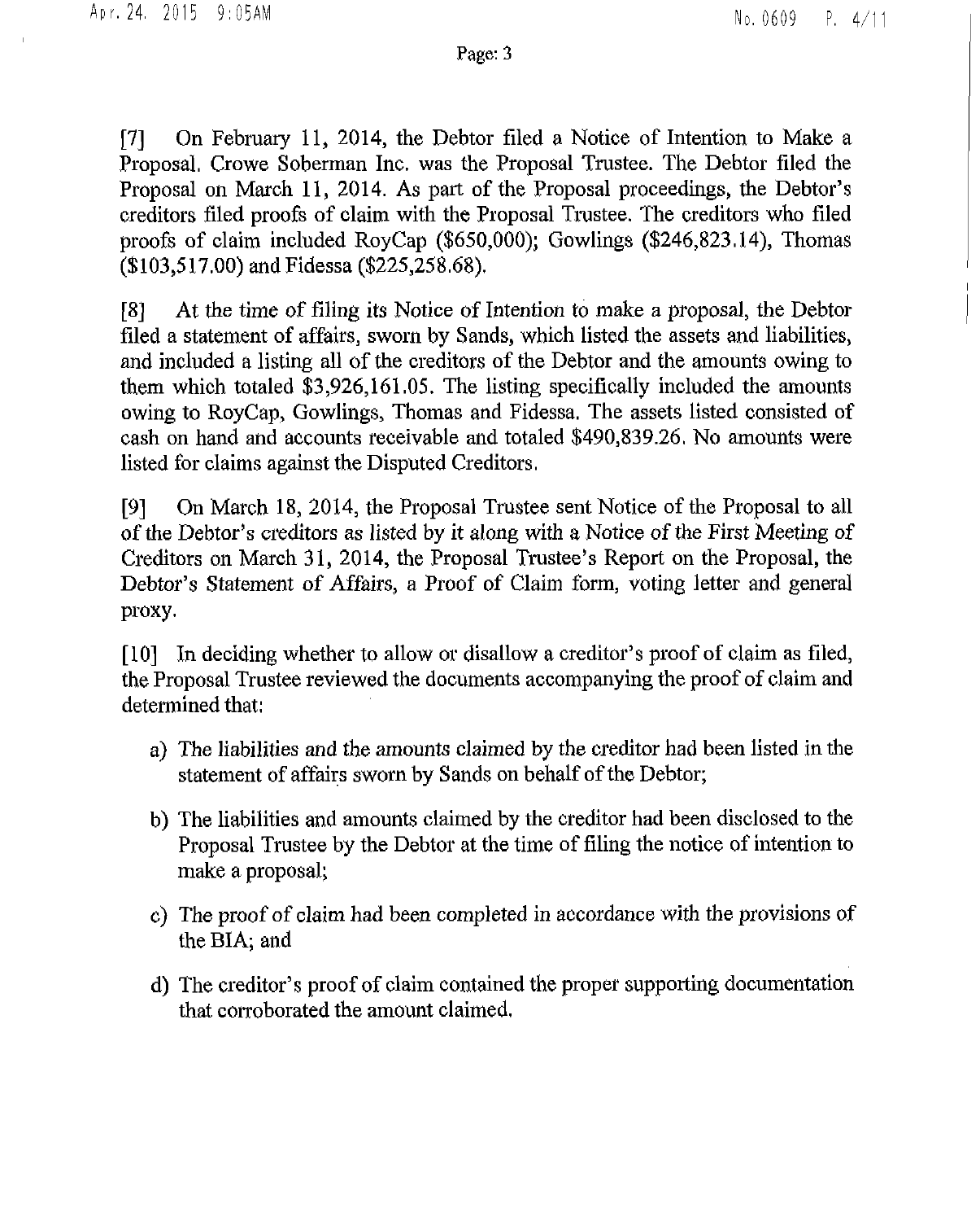[7] On February 11, 2014, the Debtor filed a Notice of Intention to Make a Proposal. Crowe Soberman Inc. was the Proposal Trustee. The Debtor filed the Proposal on March 11, 2014. As part of the Proposal proceedings, the Debtor's creditors filed proofs of claim with the Proposal Trustee. The creditors who filed proofs of claim included RoyCap ($650,000); Gowlings ($246,823.14), Thomas ($103,517.00) and Fidessa ($225,258.68).

[8] At the time of filing its Notice of Intention to make a proposal, the Debtor filed a statement of affairs, sworn by Sands, which listed the assets and liabilities, and included a listing all of the creditors of the Debtor and the amounts owing to them which totaled $3,926,161.05. The listing specifically included the amounts owing to RoyCap, Gowlings, Thomas and Fidessa. The assets listed consisted of cash on hand and accounts receivable and totaled $490,839.26. No amounts were listed for claims against the Disputed Creditors.

[9] On March 18, 2014, the Proposal Trustee sent Notice of the Proposal to all of the Debtor's creditors as listed by it along with a Notice of the First Meeting of Creditors on March 31, 2014, the Proposal Trustee's Report on the Proposal, the Debtor's Statement of Affairs, a Proof of Claim form, voting letter and general proxy.

[10] In deciding whether to allow or disallow a creditor's proof of claim as filed, the Proposal Trustee reviewed the documents accompanying the proof of claim and determined that:

a) The liabilities and the amounts claimed by the creditor had been listed in the statement of affairs sworn by Sands on behalf of the Debtor;

b) The liabilities and amounts claimed by the creditor had been disclosed to the Proposal Trustee by the Debtor at the time of filing the notice of intention to make a proposal;

c) The proof of claim had been completed in accordance with the provisions of the BIA; and

d) The creditor's proof of claim contained the proper supporting documentation that corroborated the amount claimed.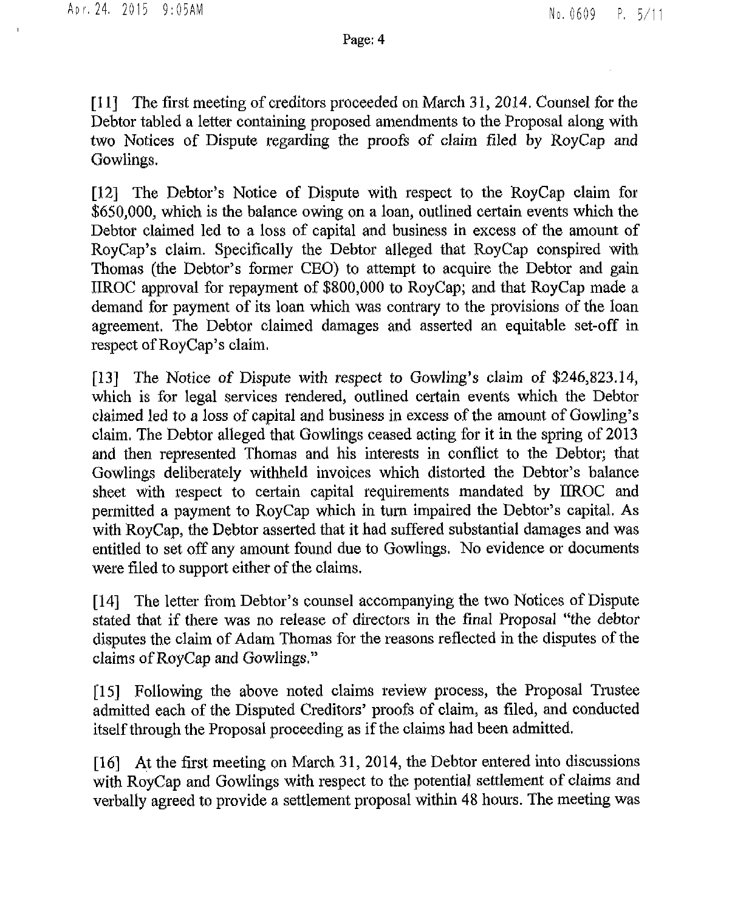[11] The first meeting of creditors proceeded on March 31, 2014. Counsel for the Debtor tabled a letter containing proposed amendments to the Proposal along with two Notices of Dispute regarding the proofs of claim filed by RoyCap and Gowlings.

[12] The Debtor's Notice of Dispute with respect to the RoyCap claim for $650,000, which is the balance owing on a loan, outlined certain events which the Debtor claimed led to a loss of capital and business in excess of the amount of RoyCap's claim. Specifically the Debtor alleged that RoyCap conspired with Thomas (the Debtor's former CEO) to attempt to acquire the Debtor and gain IIROC approval for repayment of $800,000 to RoyCap; and that RoyCap made a demand for payment of its loan which was contrary to the provisions of the loan agreement. The Debtor claimed damages and asserted an equitable set-off in respect of RoyCap's claim.

[13] The Notice of Dispute with respect to Gowling's claim of $246,823.14, which is for legal services rendered, outlined certain events which the Debtor claimed led to a loss of capital and business in excess of the amount of Gowling's claim. The Debtor alleged that Gowlings ceased acting for it in the spring of 2013 and then represented Thomas and his interests in conflict to the Debtor; that Gowlings deliberately withheld invoices which distorted the Debtor's balance sheet with respect to certain capital requirements mandated by IIROC and permitted a payment to RoyCap which in turn impaired the Debtor's capital. As with RoyCap, the Debtor asserted that it had suffered substantial damages and was entitled to set off any amount found due to Gowlings. No evidence or documents were filed to support either of the claims.

[14] The letter from Debtor's counsel accompanying the two Notices of Dispute stated that if there was no release of directors in the final Proposal "the debtor disputes the claim of Adam Thomas for the reasons reflected in the disputes of the claims of RoyCap and Gowlings."

[15] Following the above noted claims review process, the Proposal Trustee admitted each of the Disputed Creditors' proofs of claim, as filed, and conducted itself through the Proposal proceeding as if the claims had been admitted.

[16] At the first meeting on March 31, 2014, the Debtor entered into discussions with RoyCap and Gowlings with respect to the potential settlement of claims and verbally agreed to provide a settlement proposal within 48 hours. The meeting was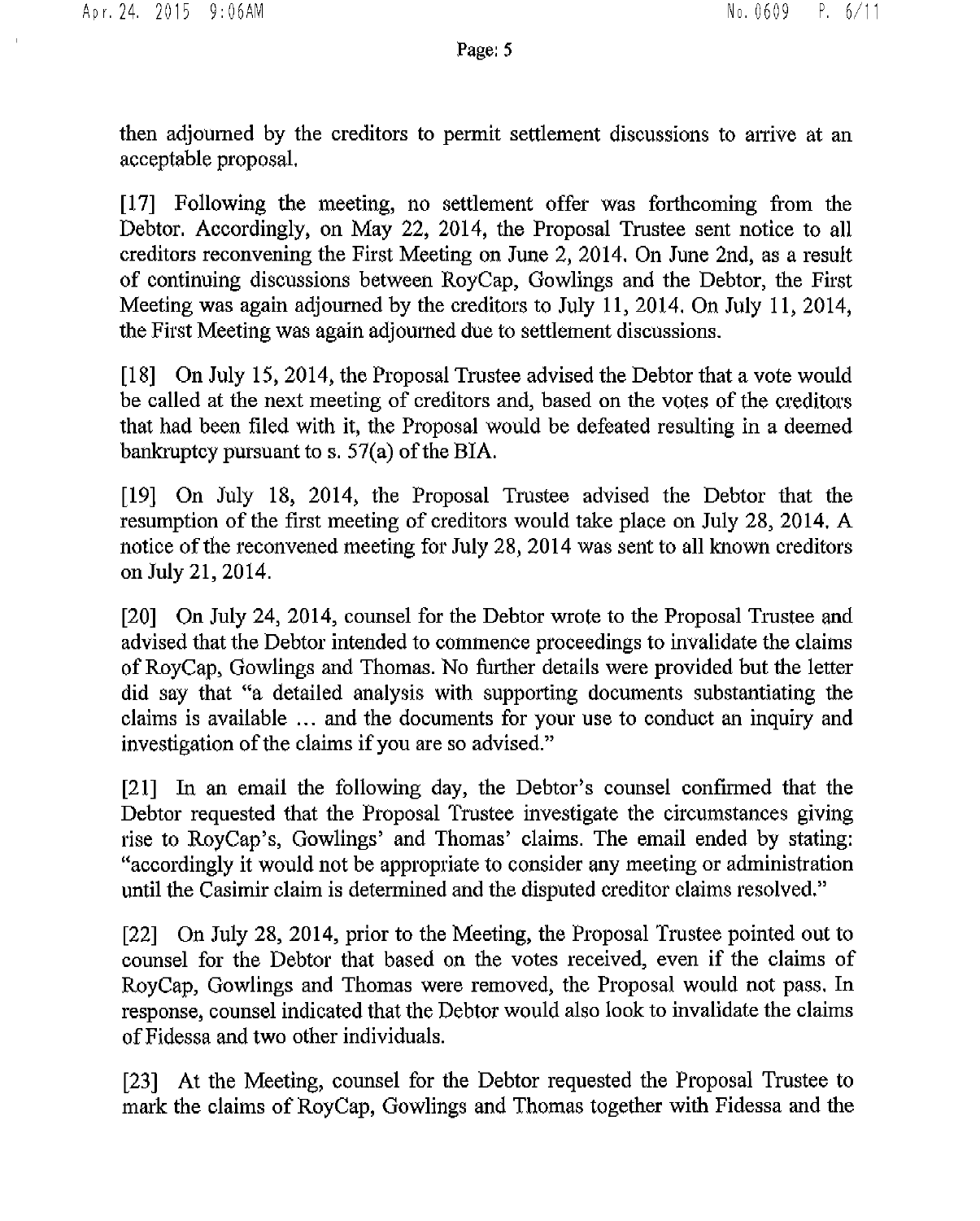then adjourned by the creditors to permit settlement discussions to arrive at an acceptable proposal.

[17] Following the meeting, no settlement offer was forthcoming from the Debtor. Accordingly, on May 22, 2014, the Proposal Trustee sent notice to all creditors reconvening the First Meeting on June 2, 2014. On June 2nd, as a result of continuing discussions between RoyCap, Gowlings and the Debtor, the First Meeting was again adjourned by the creditors to July 11, 2014. On July 11, 2014, the First Meeting was again adjourned due to settlement discussions.

[18] On July 15, 2014, the Proposal Trustee advised the Debtor that a vote would be called at the next meeting of creditors and, based on the votes of the creditors that had been filed with it, the Proposal would be defeated resulting in a deemed bankruptcy pursuant to s. 57(a) of the BIA.

[19] On July 18, 2014, the Proposal Trustee advised the Debtor that the resumption of the first meeting of creditors would take place on July 28, 2014. A notice of the reconvened meeting for July 28, 2014 was sent to all known creditors on July 21, 2014.

[20] On July 24, 2014, counsel for the Debtor wrote to the Proposal Trustee and advised that the Debtor intended to commence proceedings to invalidate the claims of RoyCap, Gowlings and Thomas. No further details were provided but the letter did say that "a detailed analysis with supporting documents substantiating the claims is available ... and the documents for your use to conduct an inquiry and investigation of the claims if you are so advised."

[21] In an email the following day, the Debtor's counsel confirmed that the Debtor requested that the Proposal Trustee investigate the circumstances giving rise to RoyCap's, Gowlings' and Thomas' claims. The email ended by stating: "accordingly it would not be appropriate to consider any meeting or administration until the Casimir claim is determined and the disputed creditor claims resolved."

[22] On July 28, 2014, prior to the Meeting, the Proposal Trustee pointed out to counsel for the Debtor that based on the votes received, even if the claims of RoyCap, Gowlings and Thomas were removed, the Proposal would not pass. In response, counsel indicated that the Debtor would also look to invalidate the claims of Fidessa and two other individuals.

[23] At the Meeting, counsel for the Debtor requested the Proposal Trustee to mark the claims of RoyCap, Gowlings and Thomas together with Fidessa and the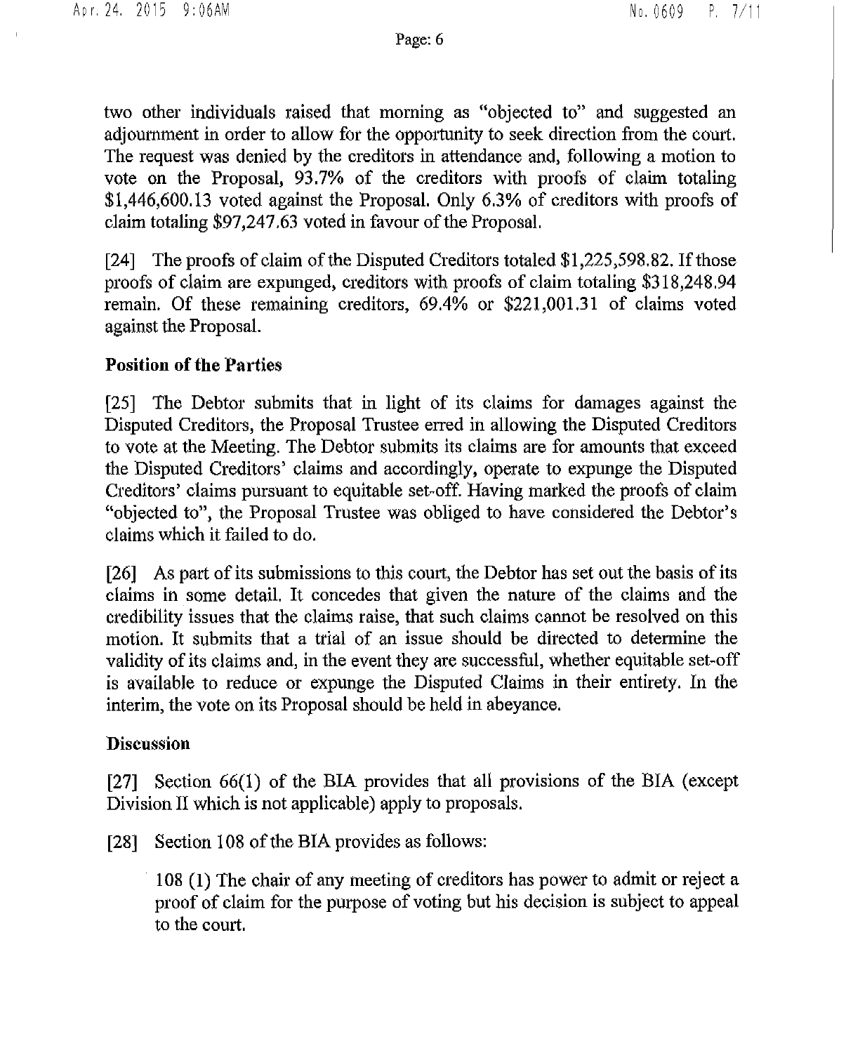two other individuals raised that morning as "objected to" and suggested an adjournment in order to allow for the opportunity to seek direction from the court. The request was denied by the creditors in attendance and, following a motion to vote on the Proposal, 93.7% of the creditors with proofs of claim totaling $1,446,600.13 voted against the Proposal. Only 6.3% of creditors with proofs of claim totaling $97,247.63 voted in favour of the Proposal.

[24] The proofs of claim of the Disputed Creditors totaled $1,225,598.82. If those proofs of claim are expunged, creditors with proofs of claim totaling $318,248.94 remain. Of these remaining creditors, 69.4% or $221,001.31 of claims voted against the Proposal.

**Position of the Parties**

[25] The Debtor submits that in light of its claims for damages against the Disputed Creditors, the Proposal Trustee erred in allowing the Disputed Creditors to vote at the Meeting. The Debtor submits its claims are for amounts that exceed the Disputed Creditors' claims and accordingly, operate to expunge the Disputed Creditors' claims pursuant to equitable set-off. Having marked the proofs of claim "objected to", the Proposal Trustee was obliged to have considered the Debtor's claims which it failed to do.

[26] As part of its submissions to this court, the Debtor has set out the basis of its claims in some detail. It concedes that given the nature of the claims and the credibility issues that the claims raise, that such claims cannot be resolved on this motion. It submits that a trial of an issue should be directed to determine the validity of its claims and, in the event they are successful, whether equitable set-off is available to reduce or expunge the Disputed Claims in their entirety. In the interim, the vote on its Proposal should be held in abeyance.

**Discussion**

[27] Section 66(1) of the BIA provides that all provisions of the BIA (except Division II which is not applicable) apply to proposals.

[28] Section 108 of the BIA provides as follows:

> 108 (1) The chair of any meeting of creditors has power to admit or reject a proof of claim for the purpose of voting but his decision is subject to appeal to the court.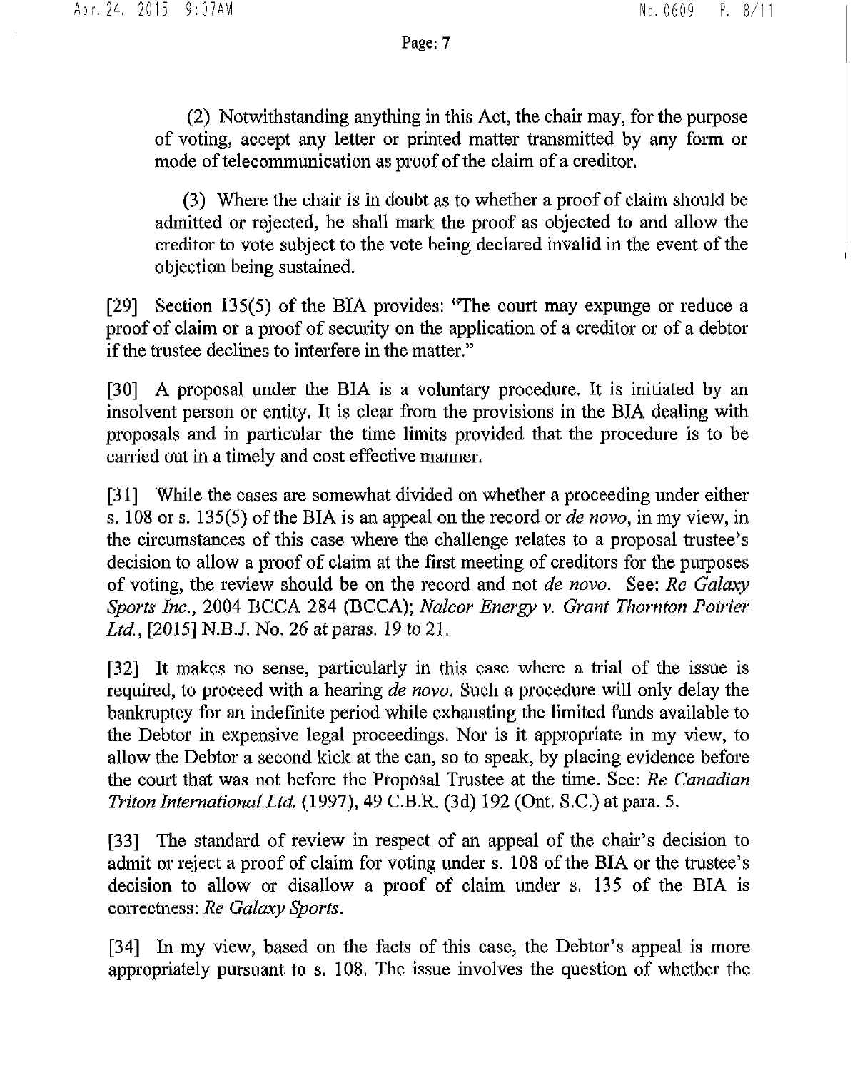(2) Notwithstanding anything in this Act, the chair may, for the purpose of voting, accept any letter or printed matter transmitted by any form or mode of telecommunication as proof of the claim of a creditor.

(3) Where the chair is in doubt as to whether a proof of claim should be admitted or rejected, he shall mark the proof as objected to and allow the creditor to vote subject to the vote being declared invalid in the event of the objection being sustained.

[29] Section 135(5) of the BIA provides: "The court may expunge or reduce a proof of claim or a proof of security on the application of a creditor or of a debtor if the trustee declines to interfere in the matter."

[30] A proposal under the BIA is a voluntary procedure. It is initiated by an insolvent person or entity. It is clear from the provisions in the BIA dealing with proposals and in particular the time limits provided that the procedure is to be carried out in a timely and cost effective manner.

[31] While the cases are somewhat divided on whether a proceeding under either s. 108 or s. 135(5) of the BIA is an appeal on the record or *de novo*, in my view, in the circumstances of this case where the challenge relates to a proposal trustee's decision to allow a proof of claim at the first meeting of creditors for the purposes of voting, the review should be on the record and not *de novo*. See: *Re Galaxy Sports Inc.*, 2004 BCCA 284 (BCCA); *Nalcor Energy v. Grant Thornton Poirier Ltd.*, [2015] N.B.J. No. 26 at paras. 19 to 21.

[32] It makes no sense, particularly in this case where a trial of the issue is required, to proceed with a hearing *de novo*. Such a procedure will only delay the bankruptcy for an indefinite period while exhausting the limited funds available to the Debtor in expensive legal proceedings. Nor is it appropriate in my view, to allow the Debtor a second kick at the can, so to speak, by placing evidence before the court that was not before the Proposal Trustee at the time. See: *Re Canadian Triton International Ltd.* (1997), 49 C.B.R. (3d) 192 (Ont. S.C.) at para. 5.

[33] The standard of review in respect of an appeal of the chair's decision to admit or reject a proof of claim for voting under s. 108 of the BIA or the trustee's decision to allow or disallow a proof of claim under s. 135 of the BIA is correctness: *Re Galaxy Sports*.

[34] In my view, based on the facts of this case, the Debtor's appeal is more appropriately pursuant to s. 108. The issue involves the question of whether the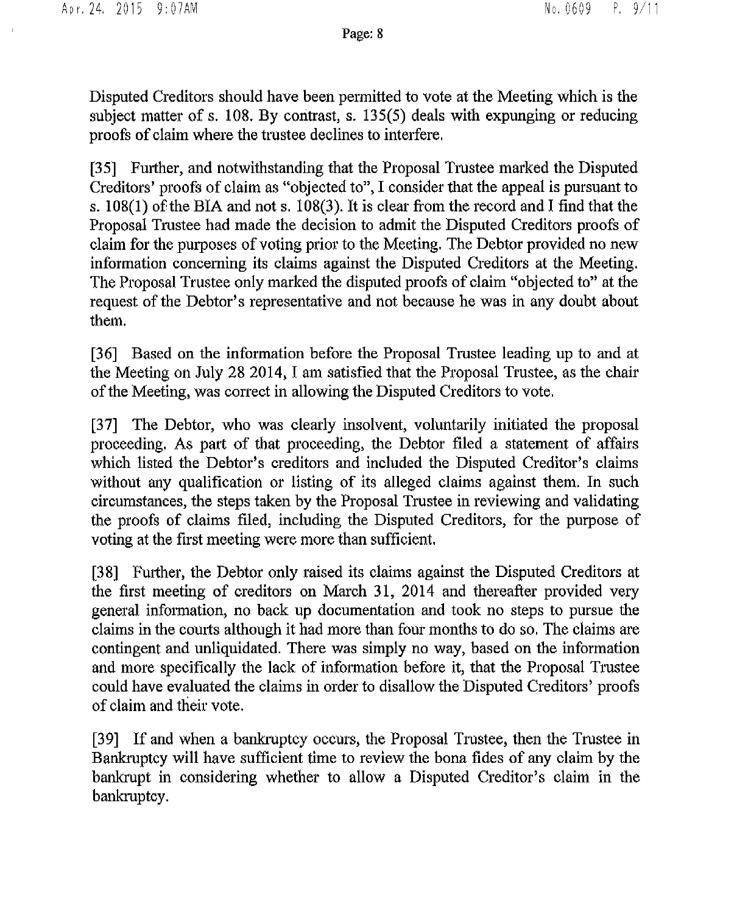Disputed Creditors should have been permitted to vote at the Meeting which is the subject matter of s. 108. By contrast, s. 135(5) deals with expunging or reducing proofs of claim where the trustee declines to interfere.

[35] Further, and notwithstanding that the Proposal Trustee marked the Disputed Creditors' proofs of claim as "objected to", I consider that the appeal is pursuant to s. 108(1) of the BIA and not s. 108(3). It is clear from the record and I find that the Proposal Trustee had made the decision to admit the Disputed Creditors proofs of claim for the purposes of voting prior to the Meeting. The Debtor provided no new information concerning its claims against the Disputed Creditors at the Meeting. The Proposal Trustee only marked the disputed proofs of claim "objected to" at the request of the Debtor's representative and not because he was in any doubt about them.

[36] Based on the information before the Proposal Trustee leading up to and at the Meeting on July 28 2014, I am satisfied that the Proposal Trustee, as the chair of the Meeting, was correct in allowing the Disputed Creditors to vote.

[37] The Debtor, who was clearly insolvent, voluntarily initiated the proposal proceeding. As part of that proceeding, the Debtor filed a statement of affairs which listed the Debtor's creditors and included the Disputed Creditor's claims without any qualification or listing of its alleged claims against them. In such circumstances, the steps taken by the Proposal Trustee in reviewing and validating the proofs of claims filed, including the Disputed Creditors, for the purpose of voting at the first meeting were more than sufficient.

[38] Further, the Debtor only raised its claims against the Disputed Creditors at the first meeting of creditors on March 31, 2014 and thereafter provided very general information, no back up documentation and took no steps to pursue the claims in the courts although it had more than four months to do so. The claims are contingent and unliquidated. There was simply no way, based on the information and more specifically the lack of information before it, that the Proposal Trustee could have evaluated the claims in order to disallow the Disputed Creditors' proofs of claim and their vote.

[39] If and when a bankruptcy occurs, the Proposal Trustee, then the Trustee in Bankruptcy will have sufficient time to review the bona fides of any claim by the bankrupt in considering whether to allow a Disputed Creditor's claim in the bankruptcy.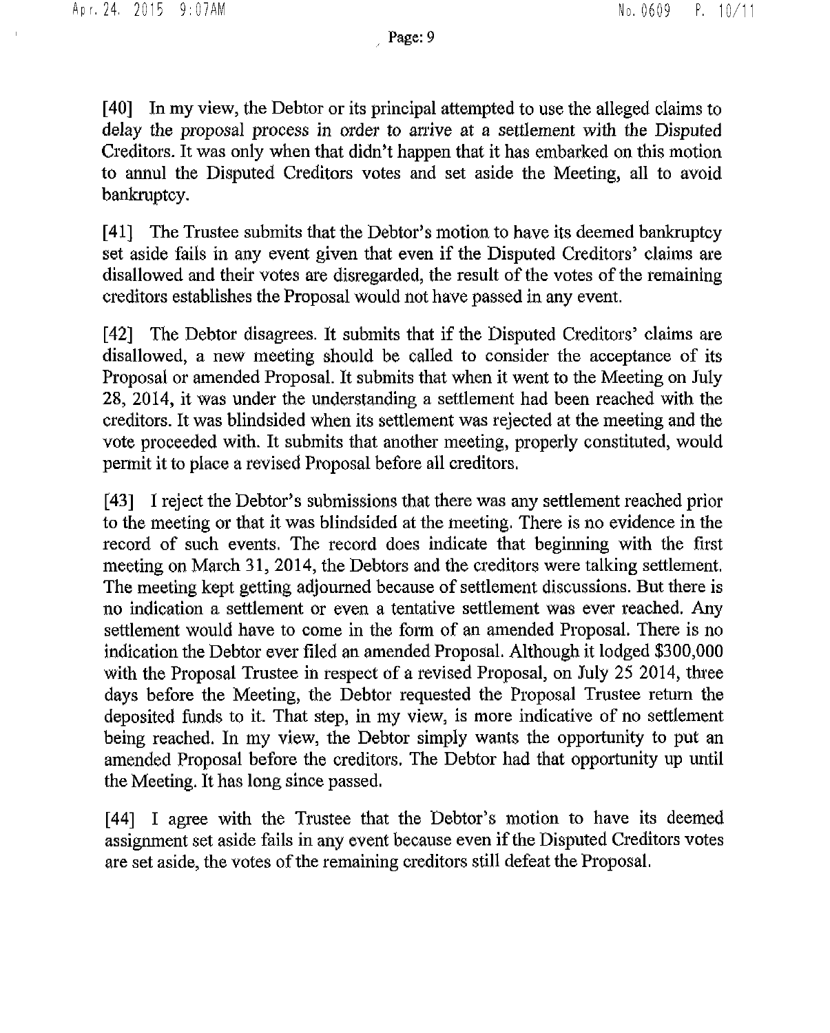[40] In my view, the Debtor or its principal attempted to use the alleged claims to delay the proposal process in order to arrive at a settlement with the Disputed Creditors. It was only when that didn't happen that it has embarked on this motion to annul the Disputed Creditors votes and set aside the Meeting, all to avoid bankruptcy.

[41] The Trustee submits that the Debtor's motion to have its deemed bankruptcy set aside fails in any event given that even if the Disputed Creditors' claims are disallowed and their votes are disregarded, the result of the votes of the remaining creditors establishes the Proposal would not have passed in any event.

[42] The Debtor disagrees. It submits that if the Disputed Creditors' claims are disallowed, a new meeting should be called to consider the acceptance of its Proposal or amended Proposal. It submits that when it went to the Meeting on July 28, 2014, it was under the understanding a settlement had been reached with the creditors. It was blindsided when its settlement was rejected at the meeting and the vote proceeded with. It submits that another meeting, properly constituted, would permit it to place a revised Proposal before all creditors.

[43] I reject the Debtor's submissions that there was any settlement reached prior to the meeting or that it was blindsided at the meeting. There is no evidence in the record of such events. The record does indicate that beginning with the first meeting on March 31, 2014, the Debtors and the creditors were talking settlement. The meeting kept getting adjourned because of settlement discussions. But there is no indication a settlement or even a tentative settlement was ever reached. Any settlement would have to come in the form of an amended Proposal. There is no indication the Debtor ever filed an amended Proposal. Although it lodged $300,000 with the Proposal Trustee in respect of a revised Proposal, on July 25 2014, three days before the Meeting, the Debtor requested the Proposal Trustee return the deposited funds to it. That step, in my view, is more indicative of no settlement being reached. In my view, the Debtor simply wants the opportunity to put an amended Proposal before the creditors. The Debtor had that opportunity up until the Meeting. It has long since passed.

[44] I agree with the Trustee that the Debtor's motion to have its deemed assignment set aside fails in any event because even if the Disputed Creditors votes are set aside, the votes of the remaining creditors still defeat the Proposal.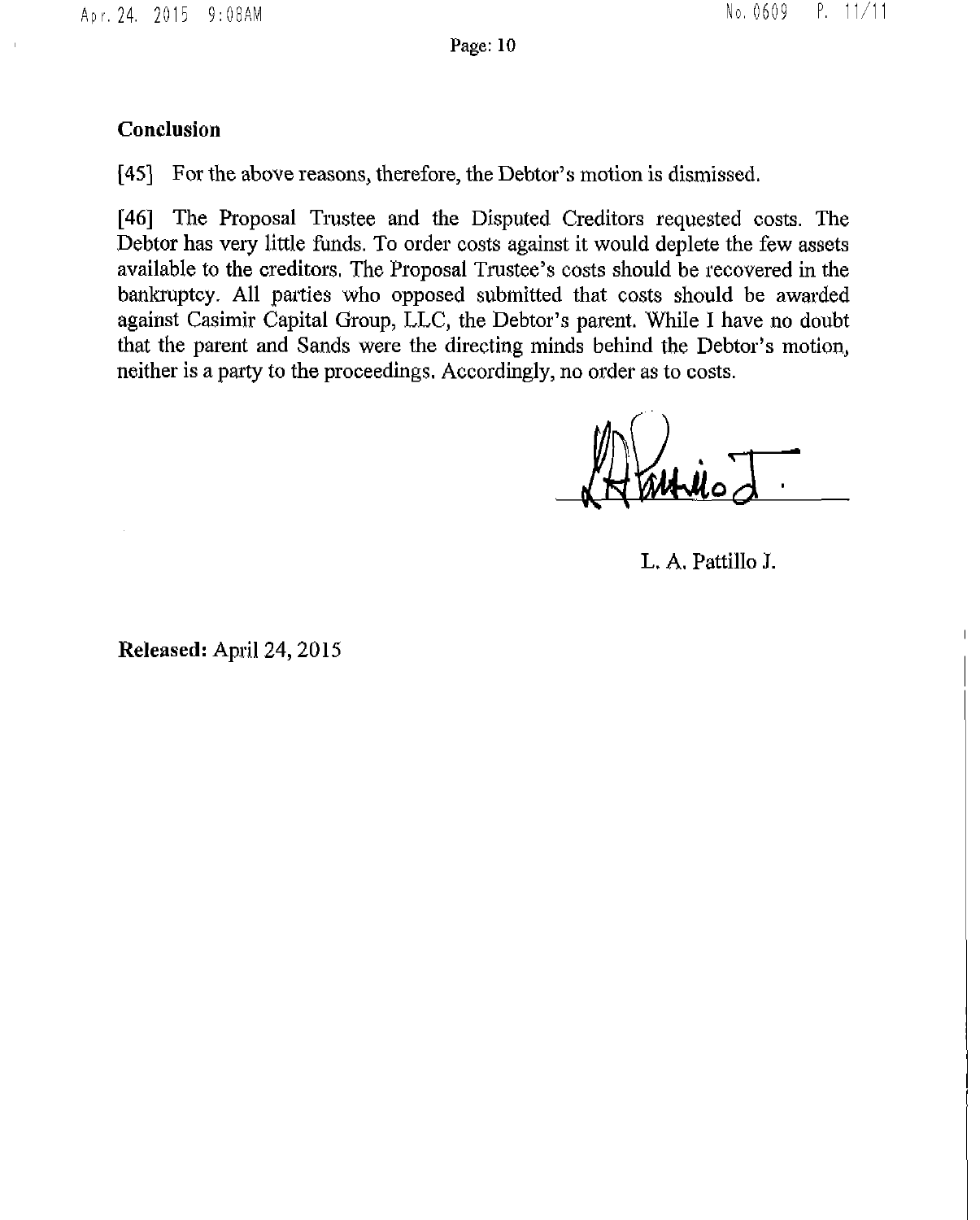## Conclusion

[45] For the above reasons, therefore, the Debtor's motion is dismissed.

[46] The Proposal Trustee and the Disputed Creditors requested costs. The Debtor has very little funds. To order costs against it would deplete the few assets available to the creditors. The Proposal Trustee's costs should be recovered in the bankruptcy. All parties who opposed submitted that costs should be awarded against Casimir Capital Group, LLC, the Debtor's parent. While I have no doubt that the parent and Sands were the directing minds behind the Debtor's motion, neither is a party to the proceedings. Accordingly, no order as to costs.

L. A. Pattillo J.

**Released:** April 24, 2015